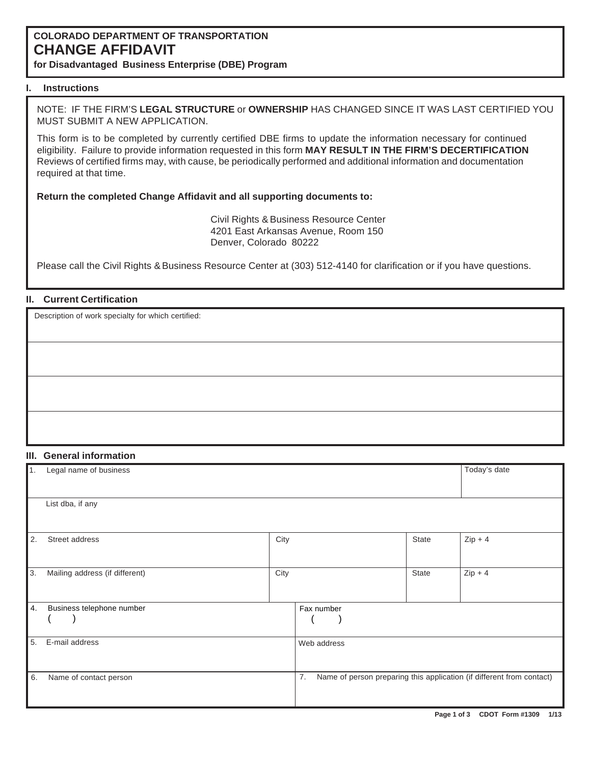# COLORADO DEPARTMENT OF TRANSPORTATION
# CHANGE AFFIDAVIT
**for Disadvantaged Business Enterprise (DBE) Program**

## I. Instructions

NOTE: IF THE FIRM'S **LEGAL STRUCTURE** or **OWNERSHIP** HAS CHANGED SINCE IT WAS LAST CERTIFIED YOU MUST SUBMIT A NEW APPLICATION.

This form is to be completed by currently certified DBE firms to update the information necessary for continued eligibility. Failure to provide information requested in this form **MAY RESULT IN THE FIRM'S DECERTIFICATION** Reviews of certified firms may, with cause, be periodically performed and additional information and documentation required at that time.

**Return the completed Change Affidavit and all supporting documents to:**

Civil Rights & Business Resource Center
4201 East Arkansas Avenue, Room 150
Denver, Colorado 80222

Please call the Civil Rights & Business Resource Center at (303) 512-4140 for clarification or if you have questions.

## II. Current Certification

| Description of work specialty for which certified: |
|---|
| |
| |
| |

## III. General information

| 1. Legal name of business | | | | Today's date |
|---|---|---|---|---|
| List dba, if any | | | | |
| 2. Street address | City | | State | Zip + 4 |
| 3. Mailing address (if different) | City | | State | Zip + 4 |
| 4. Business telephone number ( ) | | Fax number ( ) | | |
| 5. E-mail address | | Web address | | |
| 6. Name of contact person | | 7. Name of person preparing this application (if different from contact) | | |

CDOT Form #1309 1/13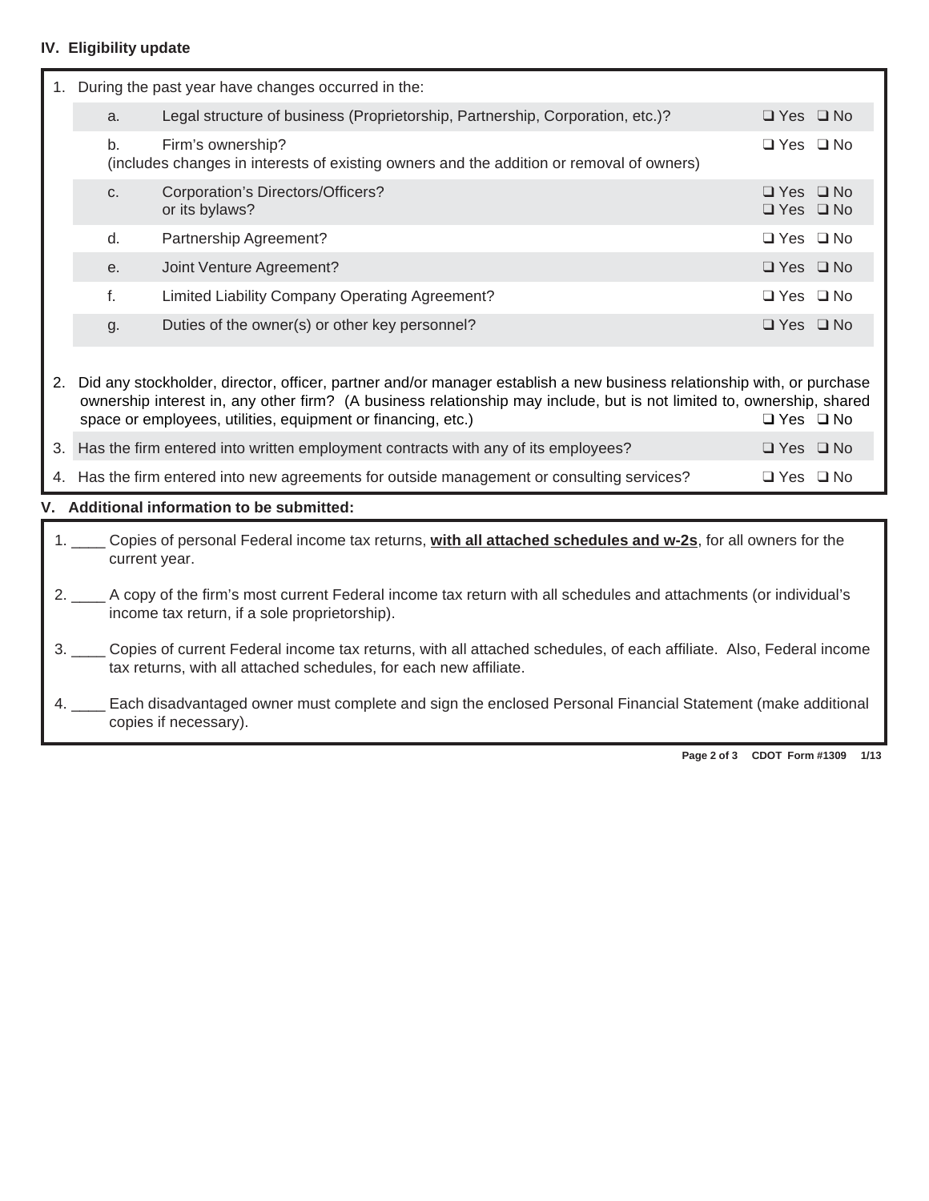## IV. Eligibility update

1. During the past year have changes occurred in the:

| | | |
|---|---|---|
| a. | Legal structure of business (Proprietorship, Partnership, Corporation, etc.)? | ❑ Yes ❑ No |
| b. | Firm's ownership? (includes changes in interests of existing owners and the addition or removal of owners) | ❑ Yes ❑ No |
| c. | Corporation's Directors/Officers? | ❑ Yes ❑ No |
| | or its bylaws? | ❑ Yes ❑ No |
| d. | Partnership Agreement? | ❑ Yes ❑ No |
| e. | Joint Venture Agreement? | ❑ Yes ❑ No |
| f. | Limited Liability Company Operating Agreement? | ❑ Yes ❑ No |
| g. | Duties of the owner(s) or other key personnel? | ❑ Yes ❑ No |

2. Did any stockholder, director, officer, partner and/or manager establish a new business relationship with, or purchase ownership interest in, any other firm? (A business relationship may include, but is not limited to, ownership, shared space or employees, utilities, equipment or financing, etc.) ❑ Yes ❑ No

3. Has the firm entered into written employment contracts with any of its employees? ❑ Yes ❑ No

4. Has the firm entered into new agreements for outside management or consulting services? ❑ Yes ❑ No

## V. Additional information to be submitted:

1. ____ Copies of personal Federal income tax returns, **with all attached schedules and w-2s**, for all owners for the current year.

2. ____ A copy of the firm's most current Federal income tax return with all schedules and attachments (or individual's income tax return, if a sole proprietorship).

3. ____ Copies of current Federal income tax returns, with all attached schedules, of each affiliate. Also, Federal income tax returns, with all attached schedules, for each new affiliate.

4. ____ Each disadvantaged owner must complete and sign the enclosed Personal Financial Statement (make additional copies if necessary).

CDOT Form #1309 1/13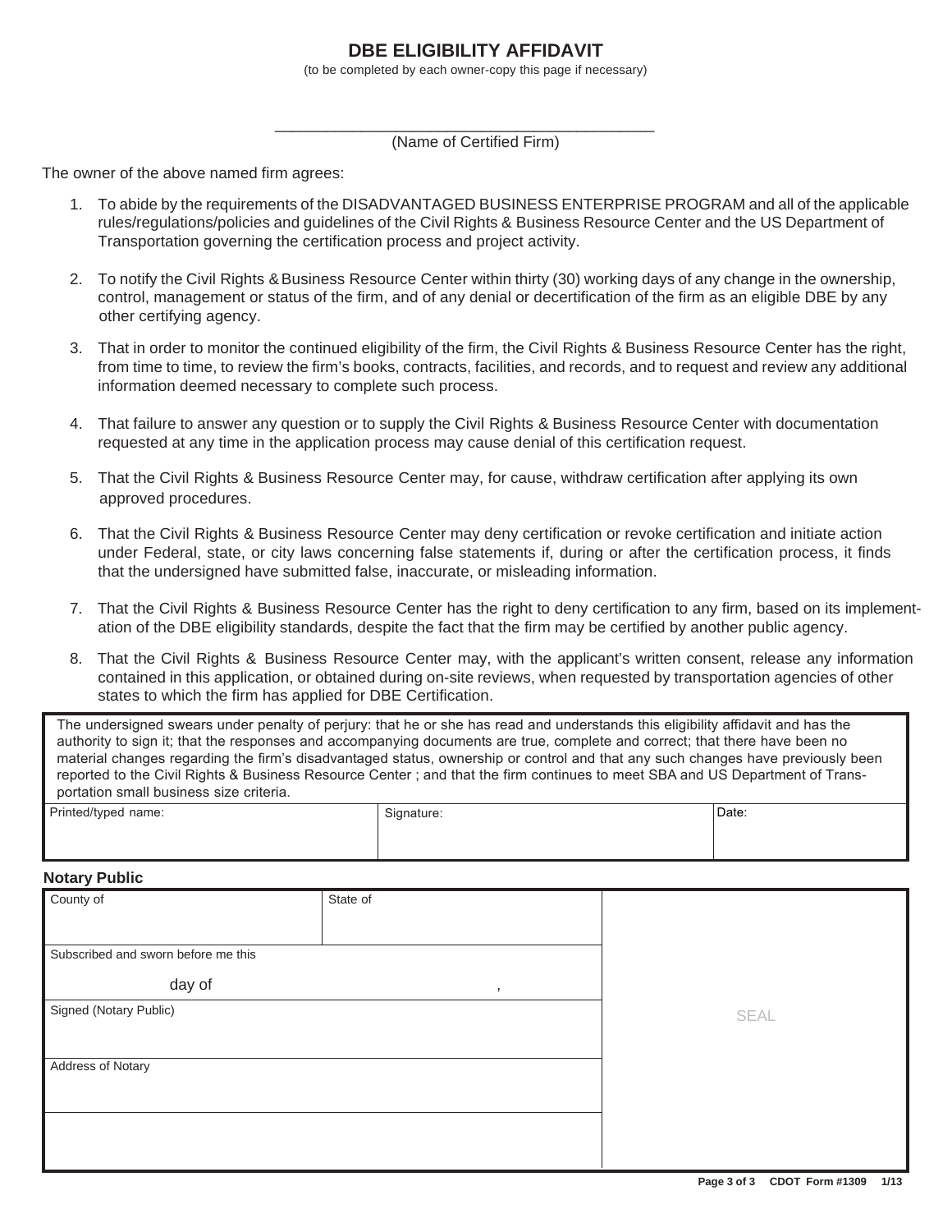# DBE ELIGIBILITY AFFIDAVIT

(to be completed by each owner-copy this page if necessary)

\_\_\_\_\_\_\_\_\_\_\_\_\_\_\_\_\_\_\_\_\_\_\_\_\_\_\_\_\_\_\_\_\_\_\_\_\_\_\_\_\_\_\_\_

(Name of Certified Firm)

The owner of the above named firm agrees:

1. To abide by the requirements of the DISADVANTAGED BUSINESS ENTERPRISE PROGRAM and all of the applicable rules/regulations/policies and guidelines of the Civil Rights & Business Resource Center and the US Department of Transportation governing the certification process and project activity.

2. To notify the Civil Rights & Business Resource Center within thirty (30) working days of any change in the ownership, control, management or status of the firm, and of any denial or decertification of the firm as an eligible DBE by any other certifying agency.

3. That in order to monitor the continued eligibility of the firm, the Civil Rights & Business Resource Center has the right, from time to time, to review the firm's books, contracts, facilities, and records, and to request and review any additional information deemed necessary to complete such process.

4. That failure to answer any question or to supply the Civil Rights & Business Resource Center with documentation requested at any time in the application process may cause denial of this certification request.

5. That the Civil Rights & Business Resource Center may, for cause, withdraw certification after applying its own approved procedures.

6. That the Civil Rights & Business Resource Center may deny certification or revoke certification and initiate action under Federal, state, or city laws concerning false statements if, during or after the certification process, it finds that the undersigned have submitted false, inaccurate, or misleading information.

7. That the Civil Rights & Business Resource Center has the right to deny certification to any firm, based on its implementation of the DBE eligibility standards, despite the fact that the firm may be certified by another public agency.

8. That the Civil Rights & Business Resource Center may, with the applicant's written consent, release any information contained in this application, or obtained during on-site reviews, when requested by transportation agencies of other states to which the firm has applied for DBE Certification.

The undersigned swears under penalty of perjury: that he or she has read and understands this eligibility affidavit and has the authority to sign it; that the responses and accompanying documents are true, complete and correct; that there have been no material changes regarding the firm's disadvantaged status, ownership or control and that any such changes have previously been reported to the Civil Rights & Business Resource Center ; and that the firm continues to meet SBA and US Department of Transportation small business size criteria.

| Printed/typed name: | Signature: | Date: |
|---|---|---|
| | | |

**Notary Public**

| County of | State of | SEAL |
|---|---|---|
| Subscribed and sworn before me this day of , | | |
| Signed (Notary Public) | | |
| Address of Notary | | |
| | | |

CDOT Form #1309 1/13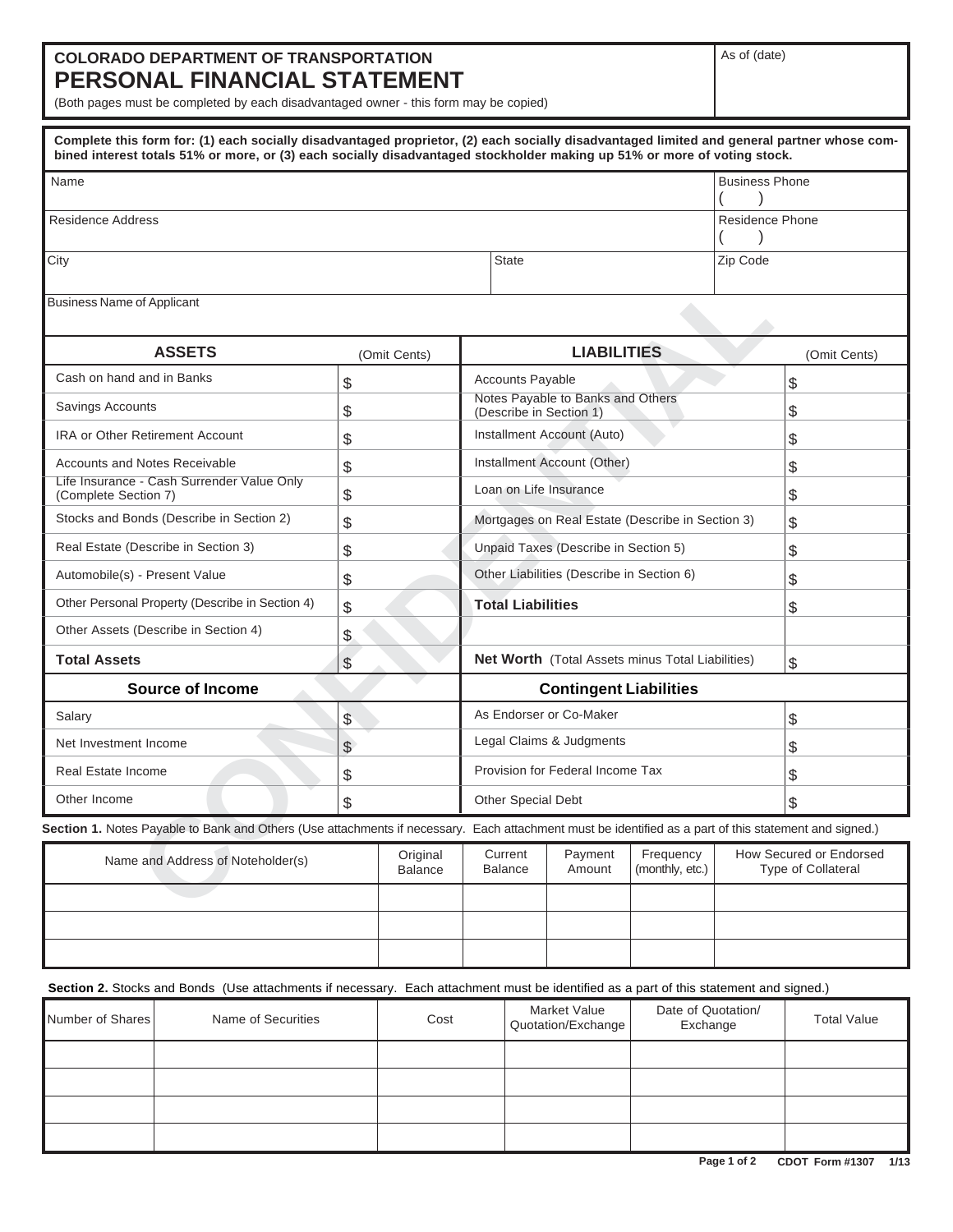**COLORADO DEPARTMENT OF TRANSPORTATION**

# PERSONAL FINANCIAL STATEMENT

(Both pages must be completed by each disadvantaged owner - this form may be copied)

As of (date)

**Complete this form for: (1) each socially disadvantaged proprietor, (2) each socially disadvantaged limited and general partner whose combined interest totals 51% or more, or (3) each socially disadvantaged stockholder making up 51% or more of voting stock.**

| Name | | Business Phone ( ) |
|---|---|---|
| Residence Address | | Residence Phone ( ) |
| City | State | Zip Code |
| Business Name of Applicant | | |

| **ASSETS** | (Omit Cents) | **LIABILITIES** | (Omit Cents) |
|---|---|---|---|
| Cash on hand and in Banks | $ | Accounts Payable | $ |
| Savings Accounts | $ | Notes Payable to Banks and Others (Describe in Section 1) | $ |
| IRA or Other Retirement Account | $ | Installment Account (Auto) | $ |
| Accounts and Notes Receivable | $ | Installment Account (Other) | $ |
| Life Insurance - Cash Surrender Value Only (Complete Section 7) | $ | Loan on Life Insurance | $ |
| Stocks and Bonds (Describe in Section 2) | $ | Mortgages on Real Estate (Describe in Section 3) | $ |
| Real Estate (Describe in Section 3) | $ | Unpaid Taxes (Describe in Section 5) | $ |
| Automobile(s) - Present Value | $ | Other Liabilities (Describe in Section 6) | $ |
| Other Personal Property (Describe in Section 4) | $ | **Total Liabilities** | $ |
| Other Assets (Describe in Section 4) | $ | | |
| **Total Assets** | $ | **Net Worth** (Total Assets minus Total Liabilities) | $ |
| **Source of Income** | | **Contingent Liabilities** | |
| Salary | $ | As Endorser or Co-Maker | $ |
| Net Investment Income | $ | Legal Claims & Judgments | $ |
| Real Estate Income | $ | Provision for Federal Income Tax | $ |
| Other Income | $ | Other Special Debt | $ |

**Section 1.** Notes Payable to Bank and Others (Use attachments if necessary. Each attachment must be identified as a part of this statement and signed.)

| Name and Address of Noteholder(s) | Original Balance | Current Balance | Payment Amount | Frequency (monthly, etc.) | How Secured or Endorsed Type of Collateral |
|---|---|---|---|---|---|
| | | | | | |
| | | | | | |
| | | | | | |

**Section 2.** Stocks and Bonds (Use attachments if necessary. Each attachment must be identified as a part of this statement and signed.)

| Number of Shares | Name of Securities | Cost | Market Value Quotation/Exchange | Date of Quotation/ Exchange | Total Value |
|---|---|---|---|---|---|
| | | | | | |
| | | | | | |
| | | | | | |
| | | | | | |

CDOT Form #1307 1/13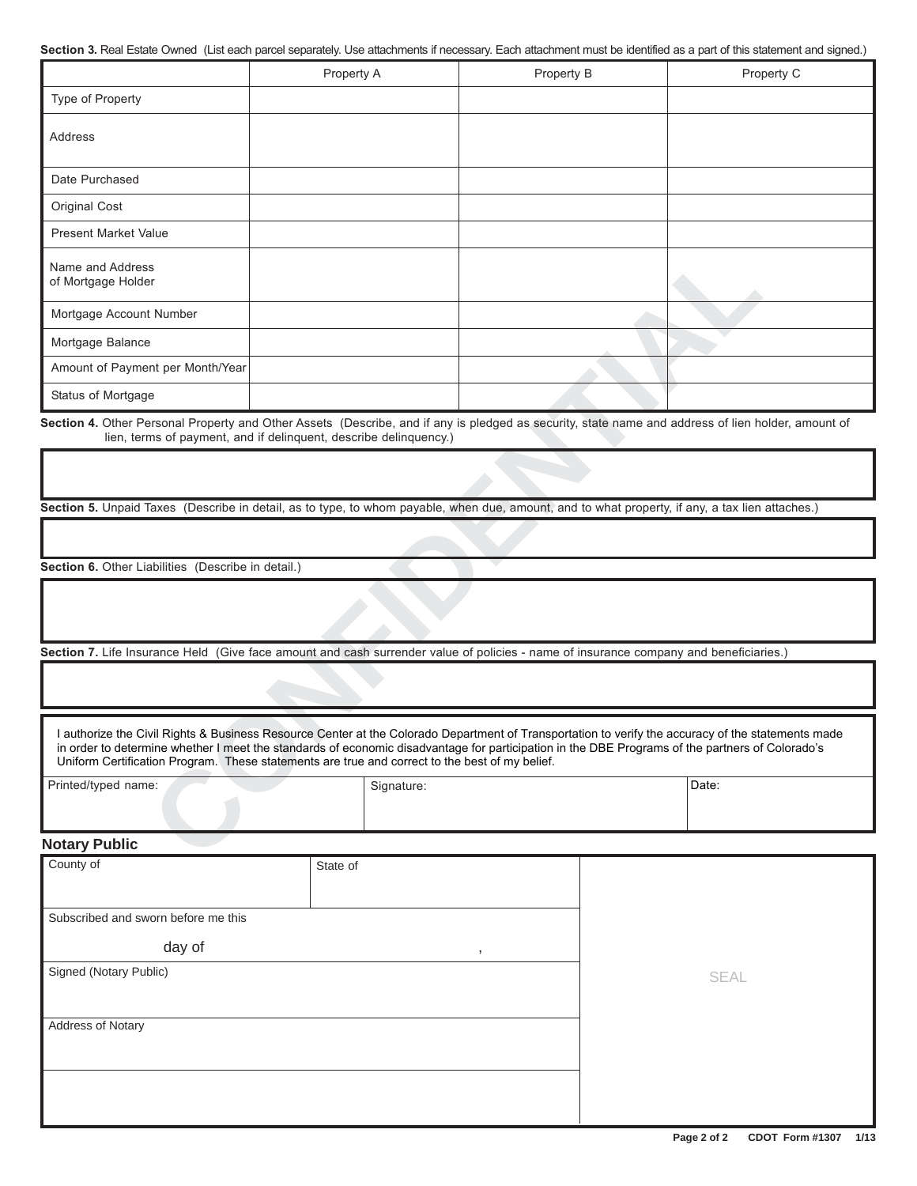**Section 3.** Real Estate Owned (List each parcel separately. Use attachments if necessary. Each attachment must be identified as a part of this statement and signed.)

| | Property A | Property B | Property C |
|---|---|---|---|
| Type of Property | | | |
| Address | | | |
| Date Purchased | | | |
| Original Cost | | | |
| Present Market Value | | | |
| Name and Address of Mortgage Holder | | | |
| Mortgage Account Number | | | |
| Mortgage Balance | | | |
| Amount of Payment per Month/Year | | | |
| Status of Mortgage | | | |

**Section 4.** Other Personal Property and Other Assets (Describe, and if any is pledged as security, state name and address of lien holder, amount of lien, terms of payment, and if delinquent, describe delinquency.)

**Section 5.** Unpaid Taxes (Describe in detail, as to type, to whom payable, when due, amount, and to what property, if any, a tax lien attaches.)

**Section 6.** Other Liabilities (Describe in detail.)

**Section 7.** Life Insurance Held (Give face amount and cash surrender value of policies - name of insurance company and beneficiaries.)

I authorize the Civil Rights & Business Resource Center at the Colorado Department of Transportation to verify the accuracy of the statements made in order to determine whether I meet the standards of economic disadvantage for participation in the DBE Programs of the partners of Colorado's Uniform Certification Program. These statements are true and correct to the best of my belief.

| Printed/typed name: | Signature: | Date: |
|---|---|---|
| | | |

CONFIDENTIAL

## Notary Public

| | | |
|---|---|---|
| County of | State of | SEAL |
| Subscribed and sworn before me this day of , | | |
| Signed (Notary Public) | | |
| Address of Notary | | |
| | | |

CDOT Form #1307 1/13